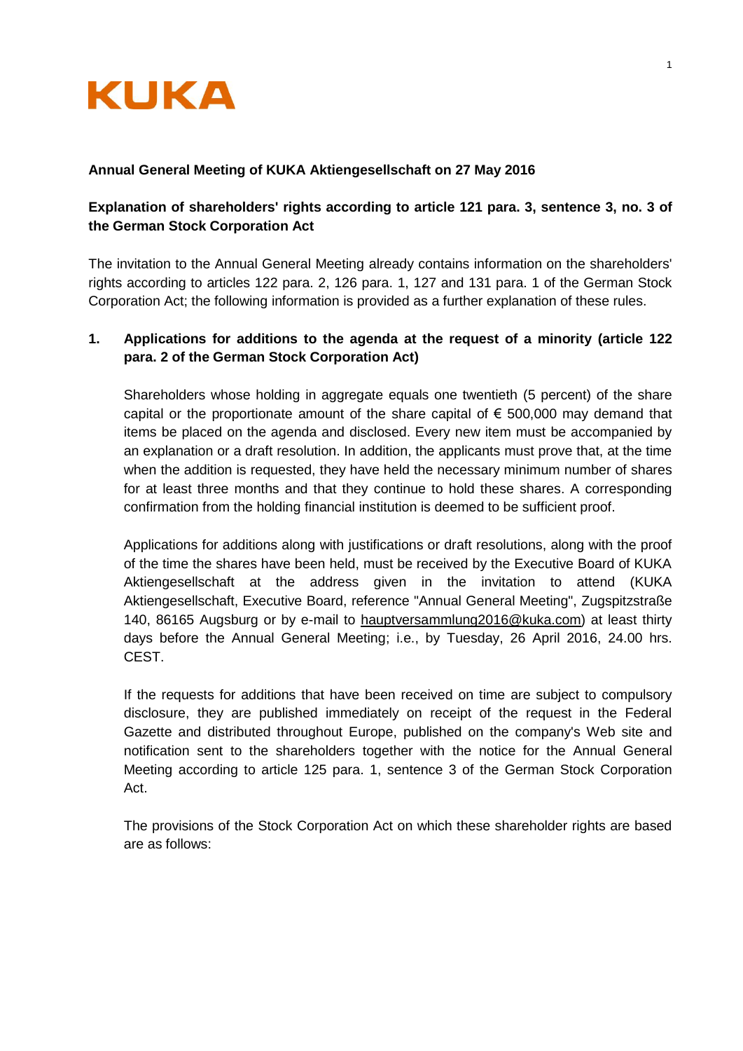KUKA

**Annual General Meeting of KUKA Aktiengesellschaft on 27 May 2016**

**Explanation of shareholders' rights according to article 121 para. 3, sentence 3, no. 3 of the German Stock Corporation Act**

The invitation to the Annual General Meeting already contains information on the shareholders' rights according to articles 122 para. 2, 126 para. 1, 127 and 131 para. 1 of the German Stock Corporation Act; the following information is provided as a further explanation of these rules.

## 1. Applications for additions to the agenda at the request of a minority (article 122 para. 2 of the German Stock Corporation Act)

Shareholders whose holding in aggregate equals one twentieth (5 percent) of the share capital or the proportionate amount of the share capital of € 500,000 may demand that items be placed on the agenda and disclosed. Every new item must be accompanied by an explanation or a draft resolution. In addition, the applicants must prove that, at the time when the addition is requested, they have held the necessary minimum number of shares for at least three months and that they continue to hold these shares. A corresponding confirmation from the holding financial institution is deemed to be sufficient proof.

Applications for additions along with justifications or draft resolutions, along with the proof of the time the shares have been held, must be received by the Executive Board of KUKA Aktiengesellschaft at the address given in the invitation to attend (KUKA Aktiengesellschaft, Executive Board, reference "Annual General Meeting", Zugspitzstraße 140, 86165 Augsburg or by e-mail to hauptversammlung2016@kuka.com) at least thirty days before the Annual General Meeting; i.e., by Tuesday, 26 April 2016, 24.00 hrs. CEST.

If the requests for additions that have been received on time are subject to compulsory disclosure, they are published immediately on receipt of the request in the Federal Gazette and distributed throughout Europe, published on the company's Web site and notification sent to the shareholders together with the notice for the Annual General Meeting according to article 125 para. 1, sentence 3 of the German Stock Corporation Act.

The provisions of the Stock Corporation Act on which these shareholder rights are based are as follows: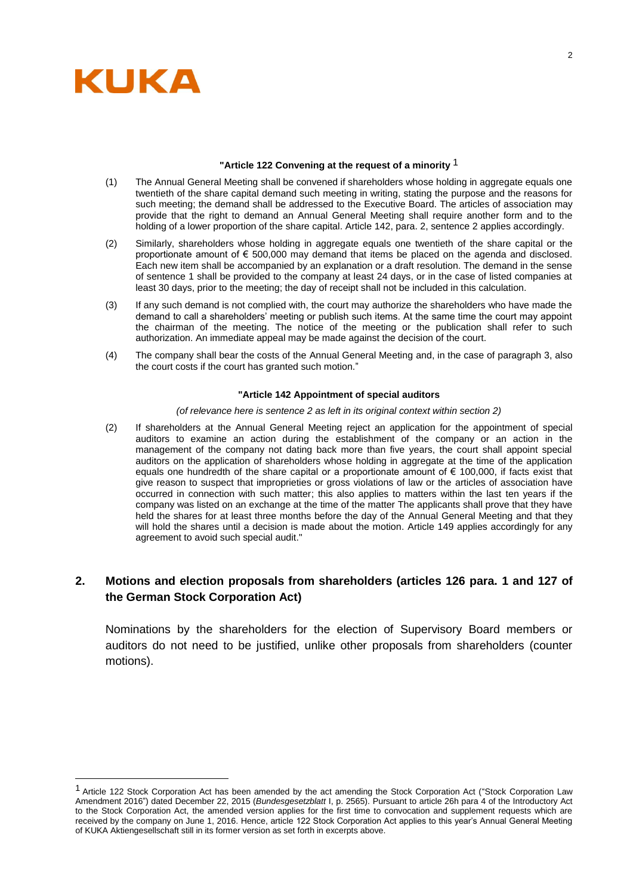**"Article 122 Convening at the request of a minority** [1]

(1) The Annual General Meeting shall be convened if shareholders whose holding in aggregate equals one twentieth of the share capital demand such meeting in writing, stating the purpose and the reasons for such meeting; the demand shall be addressed to the Executive Board. The articles of association may provide that the right to demand an Annual General Meeting shall require another form and to the holding of a lower proportion of the share capital. Article 142, para. 2, sentence 2 applies accordingly.

(2) Similarly, shareholders whose holding in aggregate equals one twentieth of the share capital or the proportionate amount of € 500,000 may demand that items be placed on the agenda and disclosed. Each new item shall be accompanied by an explanation or a draft resolution. The demand in the sense of sentence 1 shall be provided to the company at least 24 days, or in the case of listed companies at least 30 days, prior to the meeting; the day of receipt shall not be included in this calculation.

(3) If any such demand is not complied with, the court may authorize the shareholders who have made the demand to call a shareholders' meeting or publish such items. At the same time the court may appoint the chairman of the meeting. The notice of the meeting or the publication shall refer to such authorization. An immediate appeal may be made against the decision of the court.

(4) The company shall bear the costs of the Annual General Meeting and, in the case of paragraph 3, also the court costs if the court has granted such motion."

**"Article 142 Appointment of special auditors**

*(of relevance here is sentence 2 as left in its original context within section 2)*

(2) If shareholders at the Annual General Meeting reject an application for the appointment of special auditors to examine an action during the establishment of the company or an action in the management of the company not dating back more than five years, the court shall appoint special auditors on the application of shareholders whose holding in aggregate at the time of the application equals one hundredth of the share capital or a proportionate amount of € 100,000, if facts exist that give reason to suspect that improprieties or gross violations of law or the articles of association have occurred in connection with such matter; this also applies to matters within the last ten years if the company was listed on an exchange at the time of the matter The applicants shall prove that they have held the shares for at least three months before the day of the Annual General Meeting and that they will hold the shares until a decision is made about the motion. Article 149 applies accordingly for any agreement to avoid such special audit."

## 2. Motions and election proposals from shareholders (articles 126 para. 1 and 127 of the German Stock Corporation Act)

Nominations by the shareholders for the election of Supervisory Board members or auditors do not need to be justified, unlike other proposals from shareholders (counter motions).

---

[1] Article 122 Stock Corporation Act has been amended by the act amending the Stock Corporation Act ("Stock Corporation Law Amendment 2016") dated December 22, 2015 (*Bundesgesetzblatt* I, p. 2565). Pursuant to article 26h para 4 of the Introductory Act to the Stock Corporation Act, the amended version applies for the first time to convocation and supplement requests which are received by the company on June 1, 2016. Hence, article 122 Stock Corporation Act applies to this year's Annual General Meeting of KUKA Aktiengesellschaft still in its former version as set forth in excerpts above.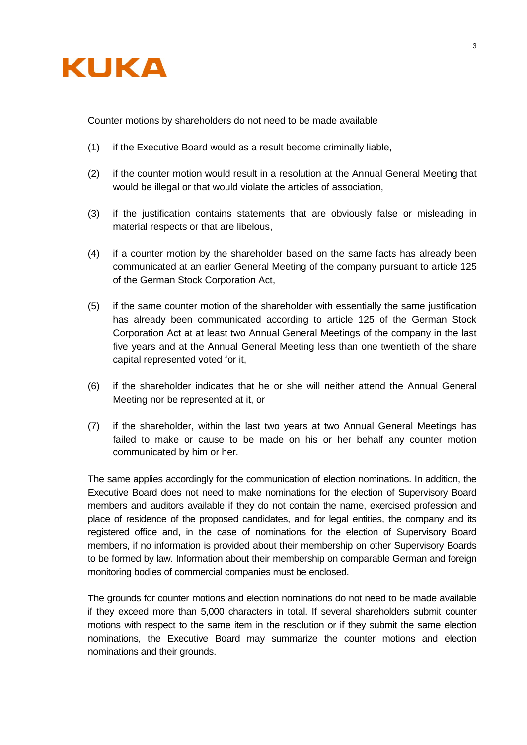Counter motions by shareholders do not need to be made available

(1) if the Executive Board would as a result become criminally liable,

(2) if the counter motion would result in a resolution at the Annual General Meeting that would be illegal or that would violate the articles of association,

(3) if the justification contains statements that are obviously false or misleading in material respects or that are libelous,

(4) if a counter motion by the shareholder based on the same facts has already been communicated at an earlier General Meeting of the company pursuant to article 125 of the German Stock Corporation Act,

(5) if the same counter motion of the shareholder with essentially the same justification has already been communicated according to article 125 of the German Stock Corporation Act at at least two Annual General Meetings of the company in the last five years and at the Annual General Meeting less than one twentieth of the share capital represented voted for it,

(6) if the shareholder indicates that he or she will neither attend the Annual General Meeting nor be represented at it, or

(7) if the shareholder, within the last two years at two Annual General Meetings has failed to make or cause to be made on his or her behalf any counter motion communicated by him or her.

The same applies accordingly for the communication of election nominations. In addition, the Executive Board does not need to make nominations for the election of Supervisory Board members and auditors available if they do not contain the name, exercised profession and place of residence of the proposed candidates, and for legal entities, the company and its registered office and, in the case of nominations for the election of Supervisory Board members, if no information is provided about their membership on other Supervisory Boards to be formed by law. Information about their membership on comparable German and foreign monitoring bodies of commercial companies must be enclosed.

The grounds for counter motions and election nominations do not need to be made available if they exceed more than 5,000 characters in total. If several shareholders submit counter motions with respect to the same item in the resolution or if they submit the same election nominations, the Executive Board may summarize the counter motions and election nominations and their grounds.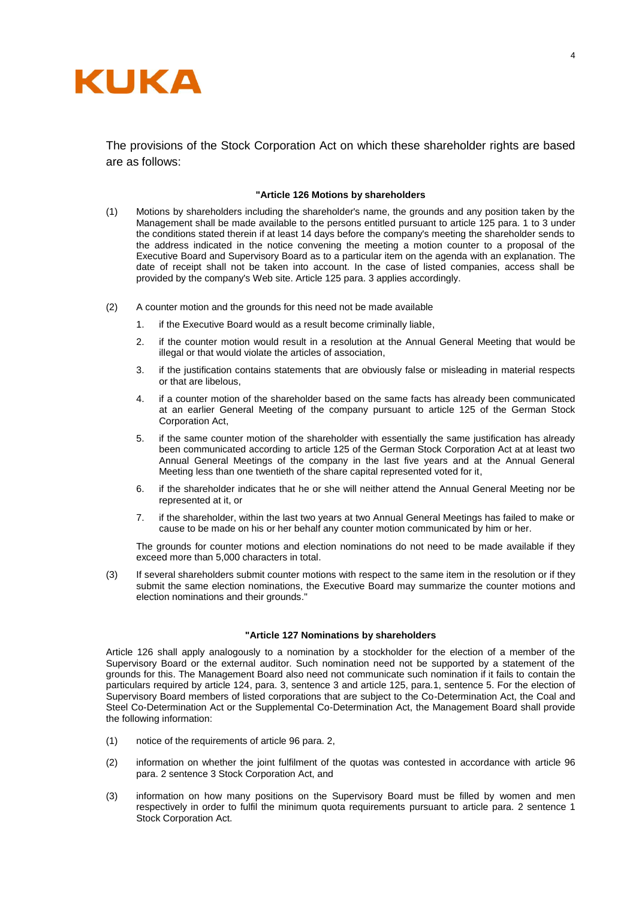The provisions of the Stock Corporation Act on which these shareholder rights are based are as follows:

**"Article 126 Motions by shareholders**

(1) Motions by shareholders including the shareholder's name, the grounds and any position taken by the Management shall be made available to the persons entitled pursuant to article 125 para. 1 to 3 under the conditions stated therein if at least 14 days before the company's meeting the shareholder sends to the address indicated in the notice convening the meeting a motion counter to a proposal of the Executive Board and Supervisory Board as to a particular item on the agenda with an explanation. The date of receipt shall not be taken into account. In the case of listed companies, access shall be provided by the company's Web site. Article 125 para. 3 applies accordingly.

(2) A counter motion and the grounds for this need not be made available

1. if the Executive Board would as a result become criminally liable,
2. if the counter motion would result in a resolution at the Annual General Meeting that would be illegal or that would violate the articles of association,
3. if the justification contains statements that are obviously false or misleading in material respects or that are libelous,
4. if a counter motion of the shareholder based on the same facts has already been communicated at an earlier General Meeting of the company pursuant to article 125 of the German Stock Corporation Act,
5. if the same counter motion of the shareholder with essentially the same justification has already been communicated according to article 125 of the German Stock Corporation Act at at least two Annual General Meetings of the company in the last five years and at the Annual General Meeting less than one twentieth of the share capital represented voted for it,
6. if the shareholder indicates that he or she will neither attend the Annual General Meeting nor be represented at it, or
7. if the shareholder, within the last two years at two Annual General Meetings has failed to make or cause to be made on his or her behalf any counter motion communicated by him or her.

The grounds for counter motions and election nominations do not need to be made available if they exceed more than 5,000 characters in total.

(3) If several shareholders submit counter motions with respect to the same item in the resolution or if they submit the same election nominations, the Executive Board may summarize the counter motions and election nominations and their grounds."

**"Article 127 Nominations by shareholders**

Article 126 shall apply analogously to a nomination by a stockholder for the election of a member of the Supervisory Board or the external auditor. Such nomination need not be supported by a statement of the grounds for this. The Management Board also need not communicate such nomination if it fails to contain the particulars required by article 124, para. 3, sentence 3 and article 125, para.1, sentence 5. For the election of Supervisory Board members of listed corporations that are subject to the Co-Determination Act, the Coal and Steel Co-Determination Act or the Supplemental Co-Determination Act, the Management Board shall provide the following information:

(1) notice of the requirements of article 96 para. 2,

(2) information on whether the joint fulfilment of the quotas was contested in accordance with article 96 para. 2 sentence 3 Stock Corporation Act, and

(3) information on how many positions on the Supervisory Board must be filled by women and men respectively in order to fulfil the minimum quota requirements pursuant to article para. 2 sentence 1 Stock Corporation Act.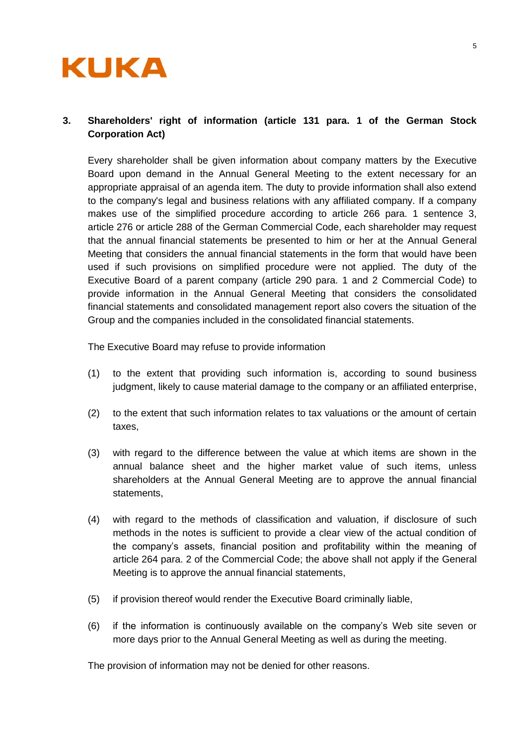## 3. Shareholders' right of information (article 131 para. 1 of the German Stock Corporation Act)

Every shareholder shall be given information about company matters by the Executive Board upon demand in the Annual General Meeting to the extent necessary for an appropriate appraisal of an agenda item. The duty to provide information shall also extend to the company's legal and business relations with any affiliated company. If a company makes use of the simplified procedure according to article 266 para. 1 sentence 3, article 276 or article 288 of the German Commercial Code, each shareholder may request that the annual financial statements be presented to him or her at the Annual General Meeting that considers the annual financial statements in the form that would have been used if such provisions on simplified procedure were not applied. The duty of the Executive Board of a parent company (article 290 para. 1 and 2 Commercial Code) to provide information in the Annual General Meeting that considers the consolidated financial statements and consolidated management report also covers the situation of the Group and the companies included in the consolidated financial statements.

The Executive Board may refuse to provide information

(1) to the extent that providing such information is, according to sound business judgment, likely to cause material damage to the company or an affiliated enterprise,

(2) to the extent that such information relates to tax valuations or the amount of certain taxes,

(3) with regard to the difference between the value at which items are shown in the annual balance sheet and the higher market value of such items, unless shareholders at the Annual General Meeting are to approve the annual financial statements,

(4) with regard to the methods of classification and valuation, if disclosure of such methods in the notes is sufficient to provide a clear view of the actual condition of the company's assets, financial position and profitability within the meaning of article 264 para. 2 of the Commercial Code; the above shall not apply if the General Meeting is to approve the annual financial statements,

(5) if provision thereof would render the Executive Board criminally liable,

(6) if the information is continuously available on the company's Web site seven or more days prior to the Annual General Meeting as well as during the meeting.

The provision of information may not be denied for other reasons.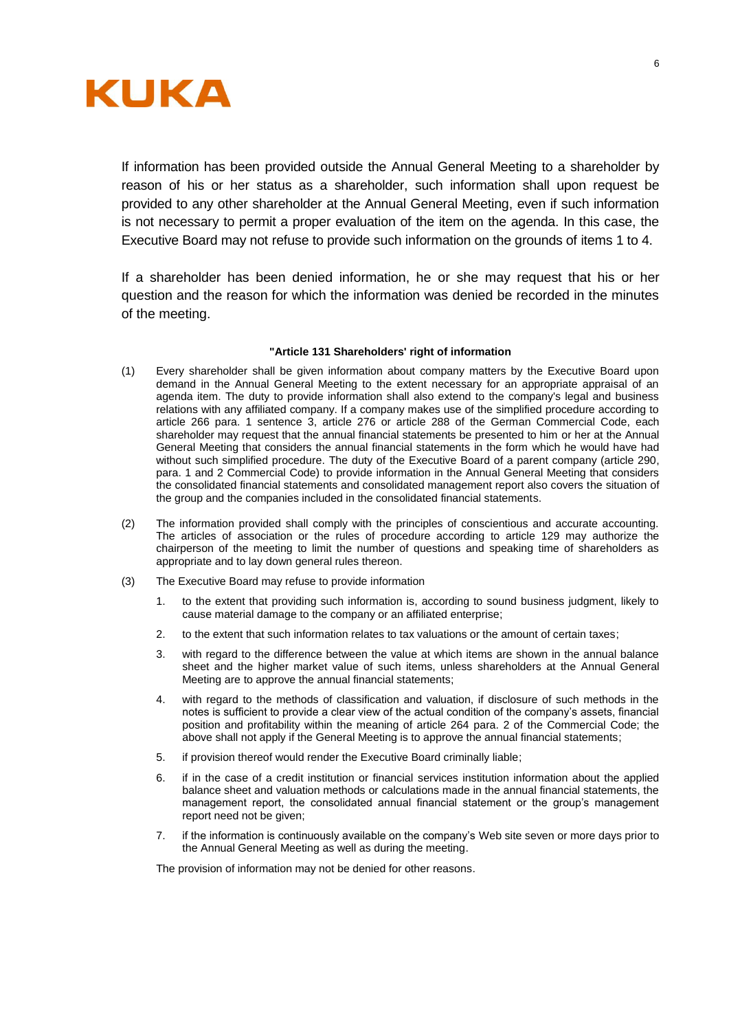If information has been provided outside the Annual General Meeting to a shareholder by reason of his or her status as a shareholder, such information shall upon request be provided to any other shareholder at the Annual General Meeting, even if such information is not necessary to permit a proper evaluation of the item on the agenda. In this case, the Executive Board may not refuse to provide such information on the grounds of items 1 to 4.

If a shareholder has been denied information, he or she may request that his or her question and the reason for which the information was denied be recorded in the minutes of the meeting.

**"Article 131 Shareholders' right of information**

(1) Every shareholder shall be given information about company matters by the Executive Board upon demand in the Annual General Meeting to the extent necessary for an appropriate appraisal of an agenda item. The duty to provide information shall also extend to the company's legal and business relations with any affiliated company. If a company makes use of the simplified procedure according to article 266 para. 1 sentence 3, article 276 or article 288 of the German Commercial Code, each shareholder may request that the annual financial statements be presented to him or her at the Annual General Meeting that considers the annual financial statements in the form which he would have had without such simplified procedure. The duty of the Executive Board of a parent company (article 290, para. 1 and 2 Commercial Code) to provide information in the Annual General Meeting that considers the consolidated financial statements and consolidated management report also covers the situation of the group and the companies included in the consolidated financial statements.

(2) The information provided shall comply with the principles of conscientious and accurate accounting. The articles of association or the rules of procedure according to article 129 may authorize the chairperson of the meeting to limit the number of questions and speaking time of shareholders as appropriate and to lay down general rules thereon.

(3) The Executive Board may refuse to provide information

1. to the extent that providing such information is, according to sound business judgment, likely to cause material damage to the company or an affiliated enterprise;
2. to the extent that such information relates to tax valuations or the amount of certain taxes;
3. with regard to the difference between the value at which items are shown in the annual balance sheet and the higher market value of such items, unless shareholders at the Annual General Meeting are to approve the annual financial statements;
4. with regard to the methods of classification and valuation, if disclosure of such methods in the notes is sufficient to provide a clear view of the actual condition of the company's assets, financial position and profitability within the meaning of article 264 para. 2 of the Commercial Code; the above shall not apply if the General Meeting is to approve the annual financial statements;
5. if provision thereof would render the Executive Board criminally liable;
6. if in the case of a credit institution or financial services institution information about the applied balance sheet and valuation methods or calculations made in the annual financial statements, the management report, the consolidated annual financial statement or the group's management report need not be given;
7. if the information is continuously available on the company's Web site seven or more days prior to the Annual General Meeting as well as during the meeting.

The provision of information may not be denied for other reasons.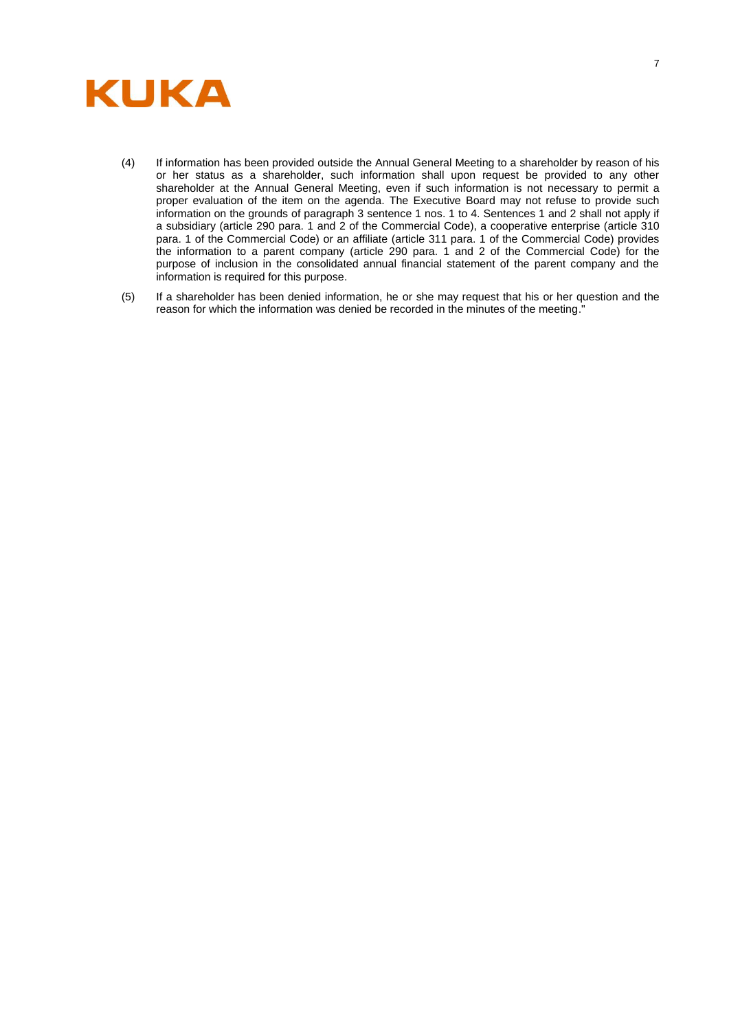(4) If information has been provided outside the Annual General Meeting to a shareholder by reason of his or her status as a shareholder, such information shall upon request be provided to any other shareholder at the Annual General Meeting, even if such information is not necessary to permit a proper evaluation of the item on the agenda. The Executive Board may not refuse to provide such information on the grounds of paragraph 3 sentence 1 nos. 1 to 4. Sentences 1 and 2 shall not apply if a subsidiary (article 290 para. 1 and 2 of the Commercial Code), a cooperative enterprise (article 310 para. 1 of the Commercial Code) or an affiliate (article 311 para. 1 of the Commercial Code) provides the information to a parent company (article 290 para. 1 and 2 of the Commercial Code) for the purpose of inclusion in the consolidated annual financial statement of the parent company and the information is required for this purpose.

(5) If a shareholder has been denied information, he or she may request that his or her question and the reason for which the information was denied be recorded in the minutes of the meeting."